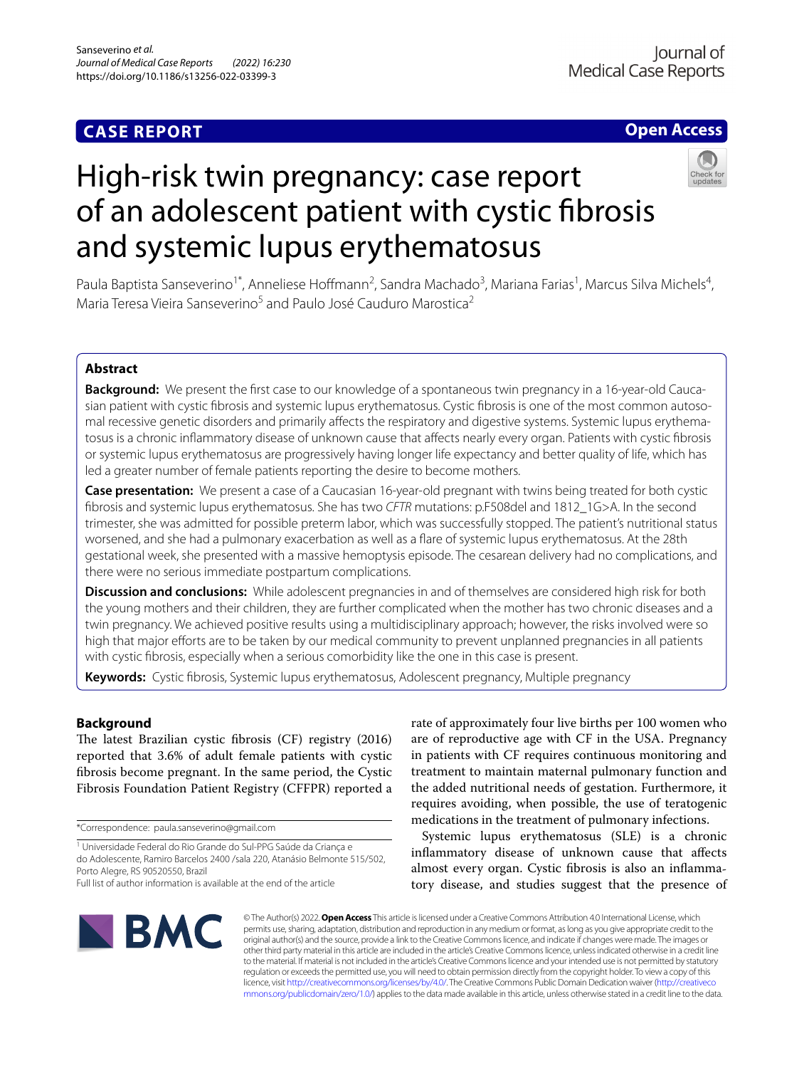## CASE REPORT

**Open Access**

# High-risk twin pregnancy: case report of an adolescent patient with cystic fibrosis and systemic lupus erythematosus

Paula Baptista Sanseverino[1*], Anneliese Hoffmann[2], Sandra Machado[3], Mariana Farias[1], Marcus Silva Michels[4], Maria Teresa Vieira Sanseverino[5] and Paulo José Cauduro Marostica[2]

## Abstract

**Background:** We present the first case to our knowledge of a spontaneous twin pregnancy in a 16-year-old Caucasian patient with cystic fibrosis and systemic lupus erythematosus. Cystic fibrosis is one of the most common autosomal recessive genetic disorders and primarily affects the respiratory and digestive systems. Systemic lupus erythematosus is a chronic inflammatory disease of unknown cause that affects nearly every organ. Patients with cystic fibrosis or systemic lupus erythematosus are progressively having longer life expectancy and better quality of life, which has led a greater number of female patients reporting the desire to become mothers.

**Case presentation:** We present a case of a Caucasian 16-year-old pregnant with twins being treated for both cystic fibrosis and systemic lupus erythematosus. She has two *CFTR* mutations: p.F508del and 1812_1G>A. In the second trimester, she was admitted for possible preterm labor, which was successfully stopped. The patient's nutritional status worsened, and she had a pulmonary exacerbation as well as a flare of systemic lupus erythematosus. At the 28th gestational week, she presented with a massive hemoptysis episode. The cesarean delivery had no complications, and there were no serious immediate postpartum complications.

**Discussion and conclusions:** While adolescent pregnancies in and of themselves are considered high risk for both the young mothers and their children, they are further complicated when the mother has two chronic diseases and a twin pregnancy. We achieved positive results using a multidisciplinary approach; however, the risks involved were so high that major efforts are to be taken by our medical community to prevent unplanned pregnancies in all patients with cystic fibrosis, especially when a serious comorbidity like the one in this case is present.

**Keywords:** Cystic fibrosis, Systemic lupus erythematosus, Adolescent pregnancy, Multiple pregnancy

## Background

The latest Brazilian cystic fibrosis (CF) registry (2016) reported that 3.6% of adult female patients with cystic fibrosis become pregnant. In the same period, the Cystic Fibrosis Foundation Patient Registry (CFFPR) reported a rate of approximately four live births per 100 women who are of reproductive age with CF in the USA. Pregnancy in patients with CF requires continuous monitoring and treatment to maintain maternal pulmonary function and the added nutritional needs of gestation. Furthermore, it requires avoiding, when possible, the use of teratogenic medications in the treatment of pulmonary infections.

Systemic lupus erythematosus (SLE) is a chronic inflammatory disease of unknown cause that affects almost every organ. Cystic fibrosis is also an inflammatory disease, and studies suggest that the presence of

*Correspondence: paula.sanseverino@gmail.com

[1] Universidade Federal do Rio Grande do Sul-PPG Saúde da Criança e do Adolescente, Ramiro Barcelos 2400 /sala 220, Atanásio Belmonte 515/502, Porto Alegre, RS 90520550, Brazil

Full list of author information is available at the end of the article

© The Author(s) 2022. **Open Access** This article is licensed under a Creative Commons Attribution 4.0 International License, which permits use, sharing, adaptation, distribution and reproduction in any medium or format, as long as you give appropriate credit to the original author(s) and the source, provide a link to the Creative Commons licence, and indicate if changes were made. The images or other third party material in this article are included in the article's Creative Commons licence, unless indicated otherwise in a credit line to the material. If material is not included in the article's Creative Commons licence and your intended use is not permitted by statutory regulation or exceeds the permitted use, you will need to obtain permission directly from the copyright holder. To view a copy of this licence, visit http://creativecommons.org/licenses/by/4.0/. The Creative Commons Public Domain Dedication waiver (http://creativecommons.org/publicdomain/zero/1.0/) applies to the data made available in this article, unless otherwise stated in a credit line to the data.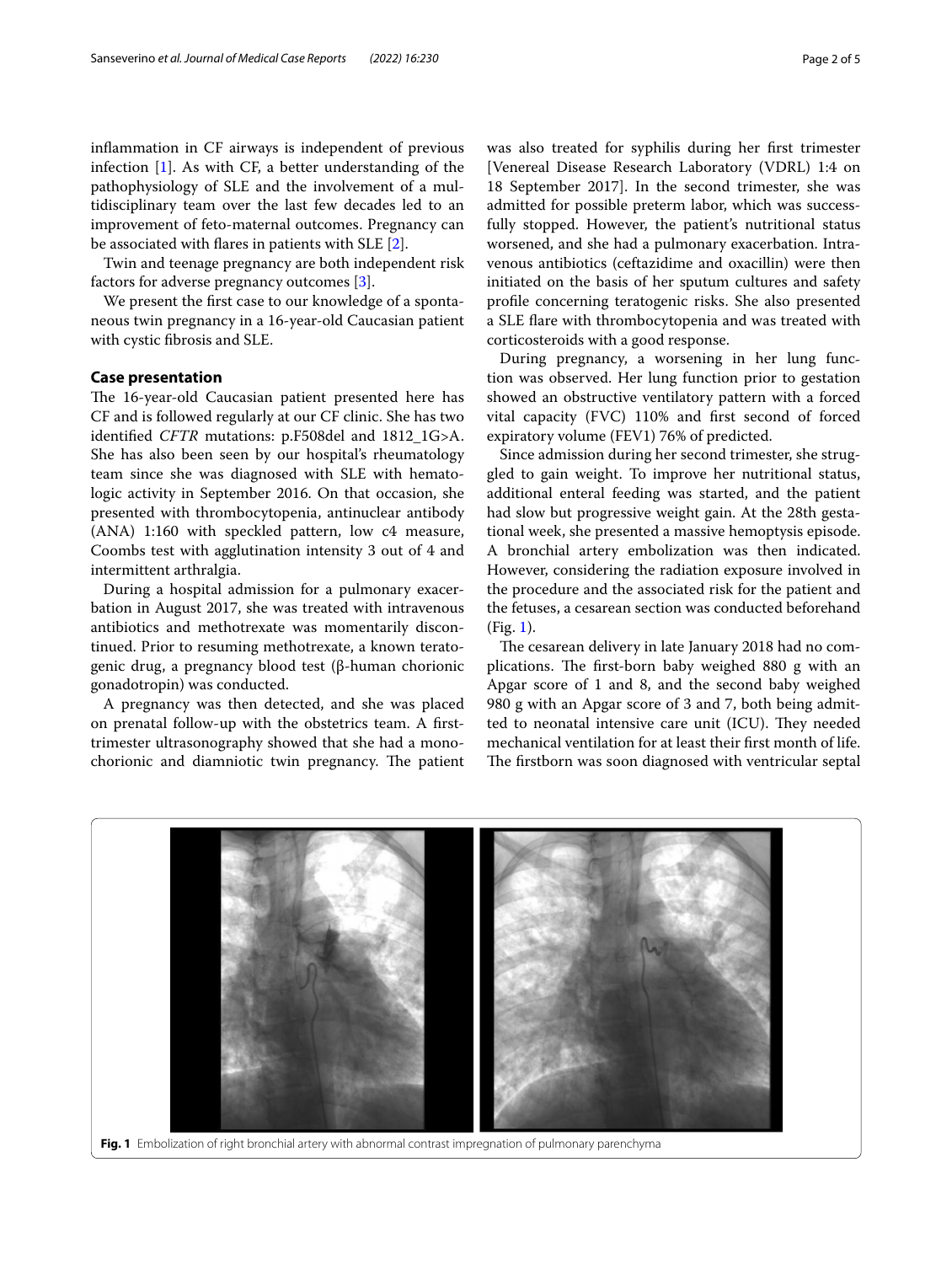inflammation in CF airways is independent of previous infection [1]. As with CF, a better understanding of the pathophysiology of SLE and the involvement of a multidisciplinary team over the last few decades led to an improvement of feto-maternal outcomes. Pregnancy can be associated with flares in patients with SLE [2].

Twin and teenage pregnancy are both independent risk factors for adverse pregnancy outcomes [3].

We present the first case to our knowledge of a spontaneous twin pregnancy in a 16-year-old Caucasian patient with cystic fibrosis and SLE.

## Case presentation

The 16-year-old Caucasian patient presented here has CF and is followed regularly at our CF clinic. She has two identified *CFTR* mutations: p.F508del and 1812_1G>A. She has also been seen by our hospital's rheumatology team since she was diagnosed with SLE with hematologic activity in September 2016. On that occasion, she presented with thrombocytopenia, antinuclear antibody (ANA) 1:160 with speckled pattern, low c4 measure, Coombs test with agglutination intensity 3 out of 4 and intermittent arthralgia.

During a hospital admission for a pulmonary exacerbation in August 2017, she was treated with intravenous antibiotics and methotrexate was momentarily discontinued. Prior to resuming methotrexate, a known teratogenic drug, a pregnancy blood test (β-human chorionic gonadotropin) was conducted.

A pregnancy was then detected, and she was placed on prenatal follow-up with the obstetrics team. A first-trimester ultrasonography showed that she had a monochorionic and diamniotic twin pregnancy. The patient was also treated for syphilis during her first trimester [Venereal Disease Research Laboratory (VDRL) 1:4 on 18 September 2017]. In the second trimester, she was admitted for possible preterm labor, which was successfully stopped. However, the patient's nutritional status worsened, and she had a pulmonary exacerbation. Intravenous antibiotics (ceftazidime and oxacillin) were then initiated on the basis of her sputum cultures and safety profile concerning teratogenic risks. She also presented a SLE flare with thrombocytopenia and was treated with corticosteroids with a good response.

During pregnancy, a worsening in her lung function was observed. Her lung function prior to gestation showed an obstructive ventilatory pattern with a forced vital capacity (FVC) 110% and first second of forced expiratory volume (FEV1) 76% of predicted.

Since admission during her second trimester, she struggled to gain weight. To improve her nutritional status, additional enteral feeding was started, and the patient had slow but progressive weight gain. At the 28th gestational week, she presented a massive hemoptysis episode. A bronchial artery embolization was then indicated. However, considering the radiation exposure involved in the procedure and the associated risk for the patient and the fetuses, a cesarean section was conducted beforehand (Fig. 1).

The cesarean delivery in late January 2018 had no complications. The first-born baby weighed 880 g with an Apgar score of 1 and 8, and the second baby weighed 980 g with an Apgar score of 3 and 7, both being admitted to neonatal intensive care unit (ICU). They needed mechanical ventilation for at least their first month of life. The firstborn was soon diagnosed with ventricular septal

**Fig. 1** Embolization of right bronchial artery with abnormal contrast impregnation of pulmonary parenchyma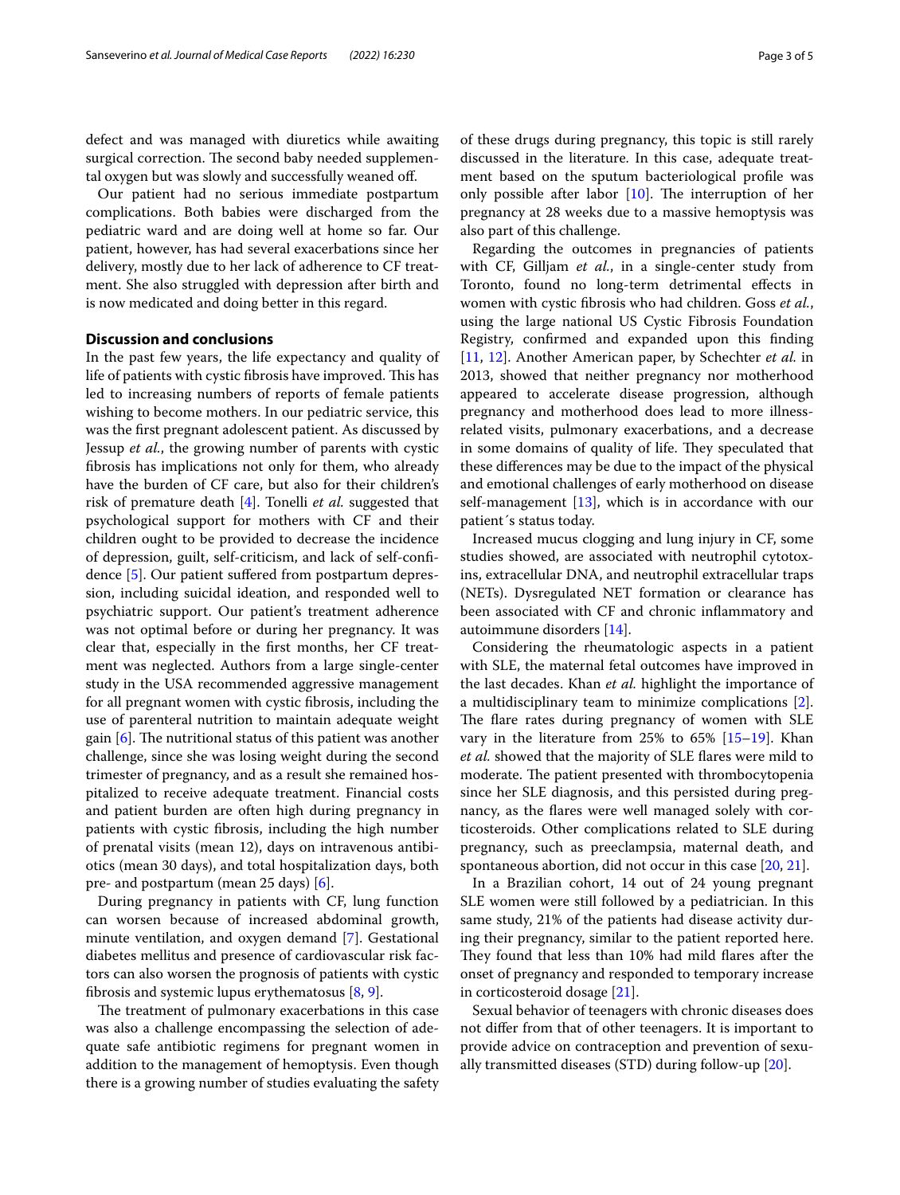defect and was managed with diuretics while awaiting surgical correction. The second baby needed supplemental oxygen but was slowly and successfully weaned off.

Our patient had no serious immediate postpartum complications. Both babies were discharged from the pediatric ward and are doing well at home so far. Our patient, however, has had several exacerbations since her delivery, mostly due to her lack of adherence to CF treatment. She also struggled with depression after birth and is now medicated and doing better in this regard.

## Discussion and conclusions

In the past few years, the life expectancy and quality of life of patients with cystic fibrosis have improved. This has led to increasing numbers of reports of female patients wishing to become mothers. In our pediatric service, this was the first pregnant adolescent patient. As discussed by Jessup *et al.*, the growing number of parents with cystic fibrosis has implications not only for them, who already have the burden of CF care, but also for their children's risk of premature death [4]. Tonelli *et al.* suggested that psychological support for mothers with CF and their children ought to be provided to decrease the incidence of depression, guilt, self-criticism, and lack of self-confidence [5]. Our patient suffered from postpartum depression, including suicidal ideation, and responded well to psychiatric support. Our patient's treatment adherence was not optimal before or during her pregnancy. It was clear that, especially in the first months, her CF treatment was neglected. Authors from a large single-center study in the USA recommended aggressive management for all pregnant women with cystic fibrosis, including the use of parenteral nutrition to maintain adequate weight gain [6]. The nutritional status of this patient was another challenge, since she was losing weight during the second trimester of pregnancy, and as a result she remained hospitalized to receive adequate treatment. Financial costs and patient burden are often high during pregnancy in patients with cystic fibrosis, including the high number of prenatal visits (mean 12), days on intravenous antibiotics (mean 30 days), and total hospitalization days, both pre- and postpartum (mean 25 days) [6].

During pregnancy in patients with CF, lung function can worsen because of increased abdominal growth, minute ventilation, and oxygen demand [7]. Gestational diabetes mellitus and presence of cardiovascular risk factors can also worsen the prognosis of patients with cystic fibrosis and systemic lupus erythematosus [8, 9].

The treatment of pulmonary exacerbations in this case was also a challenge encompassing the selection of adequate safe antibiotic regimens for pregnant women in addition to the management of hemoptysis. Even though there is a growing number of studies evaluating the safety of these drugs during pregnancy, this topic is still rarely discussed in the literature. In this case, adequate treatment based on the sputum bacteriological profile was only possible after labor [10]. The interruption of her pregnancy at 28 weeks due to a massive hemoptysis was also part of this challenge.

Regarding the outcomes in pregnancies of patients with CF, Gilljam *et al.*, in a single-center study from Toronto, found no long-term detrimental effects in women with cystic fibrosis who had children. Goss *et al.*, using the large national US Cystic Fibrosis Foundation Registry, confirmed and expanded upon this finding [11, 12]. Another American paper, by Schechter *et al.* in 2013, showed that neither pregnancy nor motherhood appeared to accelerate disease progression, although pregnancy and motherhood does lead to more illness-related visits, pulmonary exacerbations, and a decrease in some domains of quality of life. They speculated that these differences may be due to the impact of the physical and emotional challenges of early motherhood on disease self-management [13], which is in accordance with our patient´s status today.

Increased mucus clogging and lung injury in CF, some studies showed, are associated with neutrophil cytotoxins, extracellular DNA, and neutrophil extracellular traps (NETs). Dysregulated NET formation or clearance has been associated with CF and chronic inflammatory and autoimmune disorders [14].

Considering the rheumatologic aspects in a patient with SLE, the maternal fetal outcomes have improved in the last decades. Khan *et al.* highlight the importance of a multidisciplinary team to minimize complications [2]. The flare rates during pregnancy of women with SLE vary in the literature from 25% to 65% [15–19]. Khan *et al.* showed that the majority of SLE flares were mild to moderate. The patient presented with thrombocytopenia since her SLE diagnosis, and this persisted during pregnancy, as the flares were well managed solely with corticosteroids. Other complications related to SLE during pregnancy, such as preeclampsia, maternal death, and spontaneous abortion, did not occur in this case [20, 21].

In a Brazilian cohort, 14 out of 24 young pregnant SLE women were still followed by a pediatrician. In this same study, 21% of the patients had disease activity during their pregnancy, similar to the patient reported here. They found that less than 10% had mild flares after the onset of pregnancy and responded to temporary increase in corticosteroid dosage [21].

Sexual behavior of teenagers with chronic diseases does not differ from that of other teenagers. It is important to provide advice on contraception and prevention of sexually transmitted diseases (STD) during follow-up [20].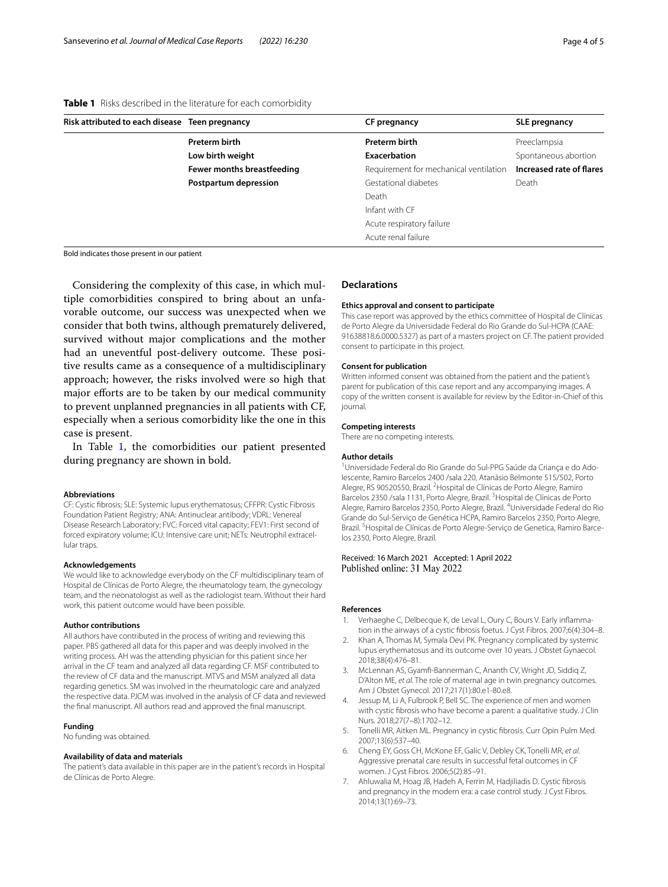**Table 1** Risks described in the literature for each comorbidity

| Risk attributed to each disease | Teen pregnancy | CF pregnancy | SLE pregnancy |
|---|---|---|---|
| | **Preterm birth** | **Preterm birth** | Preeclampsia |
| | **Low birth weight** | **Exacerbation** | Spontaneous abortion |
| | **Fewer months breastfeeding** | Requirement for mechanical ventilation | **Increased rate of flares** |
| | **Postpartum depression** | Gestational diabetes | Death |
| | | Death | |
| | | Infant with CF | |
| | | Acute respiratory failure | |
| | | Acute renal failure | |

Bold indicates those present in our patient

Considering the complexity of this case, in which multiple comorbidities conspired to bring about an unfavorable outcome, our success was unexpected when we consider that both twins, although prematurely delivered, survived without major complications and the mother had an uneventful post-delivery outcome. These positive results came as a consequence of a multidisciplinary approach; however, the risks involved were so high that major efforts are to be taken by our medical community to prevent unplanned pregnancies in all patients with CF, especially when a serious comorbidity like the one in this case is present.

In Table 1, the comorbidities our patient presented during pregnancy are shown in bold.

#### Abbreviations

CF: Cystic fibrosis; SLE: Systemic lupus erythematosus; CFFPR: Cystic Fibrosis Foundation Patient Registry; ANA: Antinuclear antibody; VDRL: Venereal Disease Research Laboratory; FVC: Forced vital capacity; FEV1: First second of forced expiratory volume; ICU: Intensive care unit; NETs: Neutrophil extracellular traps.

#### Acknowledgements

We would like to acknowledge everybody on the CF multidisciplinary team of Hospital de Clínicas de Porto Alegre, the rheumatology team, the gynecology team, and the neonatologist as well as the radiologist team. Without their hard work, this patient outcome would have been possible.

#### Author contributions

All authors have contributed in the process of writing and reviewing this paper. PBS gathered all data for this paper and was deeply involved in the writing process. AH was the attending physician for this patient since her arrival in the CF team and analyzed all data regarding CF. MSF contributed to the review of CF data and the manuscript. MTVS and MSM analyzed all data regarding genetics. SM was involved in the rheumatologic care and analyzed the respective data. PJCM was involved in the analysis of CF data and reviewed the final manuscript. All authors read and approved the final manuscript.

#### Funding

No funding was obtained.

#### Availability of data and materials

The patient's data available in this paper are in the patient's records in Hospital de Clínicas de Porto Alegre.

## Declarations

#### Ethics approval and consent to participate

This case report was approved by the ethics committee of Hospital de Clínicas de Porto Alegre da Universidade Federal do Rio Grande do Sul-HCPA (CAAE: 91638818.6.0000.5327) as part of a masters project on CF. The patient provided consent to participate in this project.

#### Consent for publication

Written informed consent was obtained from the patient and the patient's parent for publication of this case report and any accompanying images. A copy of the written consent is available for review by the Editor-in-Chief of this journal.

#### Competing interests

There are no competing interests.

#### Author details

[1]Universidade Federal do Rio Grande do Sul-PPG Saúde da Criança e do Adolescente, Ramiro Barcelos 2400 /sala 220, Atanásio Belmonte 515/502, Porto Alegre, RS 90520550, Brazil. [2]Hospital de Clínicas de Porto Alegre, Ramiro Barcelos 2350 /sala 1131, Porto Alegre, Brazil. [3]Hospital de Clínicas de Porto Alegre, Ramiro Barcelos 2350, Porto Alegre, Brazil. [4]Universidade Federal do Rio Grande do Sul-Serviço de Genética HCPA, Ramiro Barcelos 2350, Porto Alegre, Brazil. [5]Hospital de Clínicas de Porto Alegre-Serviço de Genetica, Ramiro Barcelos 2350, Porto Alegre, Brazil.

Received: 16 March 2021 Accepted: 1 April 2022
Published online: 31 May 2022

#### References

1. Verhaeghe C, Delbecque K, de Leval L, Oury C, Bours V. Early inflammation in the airways of a cystic fibrosis foetus. J Cyst Fibros. 2007;6(4):304–8.
2. Khan A, Thomas M, Symala Devi PK. Pregnancy complicated by systemic lupus erythematosus and its outcome over 10 years. J Obstet Gynaecol. 2018;38(4):476–81.
3. McLennan AS, Gyamfi-Bannerman C, Ananth CV, Wright JD, Siddiq Z, D'Alton ME, *et al.* The role of maternal age in twin pregnancy outcomes. Am J Obstet Gynecol. 2017;217(1):80.e1-80.e8.
4. Jessup M, Li A, Fulbrook P, Bell SC. The experience of men and women with cystic fibrosis who have become a parent: a qualitative study. J Clin Nurs. 2018;27(7–8):1702–12.
5. Tonelli MR, Aitken ML. Pregnancy in cystic fibrosis. Curr Opin Pulm Med. 2007;13(6):537–40.
6. Cheng EY, Goss CH, McKone EF, Galic V, Debley CK, Tonelli MR, *et al.* Aggressive prenatal care results in successful fetal outcomes in CF women. J Cyst Fibros. 2006;5(2):85–91.
7. Ahluwalia M, Hoag JB, Hadeh A, Ferrin M, Hadjiliadis D. Cystic fibrosis and pregnancy in the modern era: a case control study. J Cyst Fibros. 2014;13(1):69–73.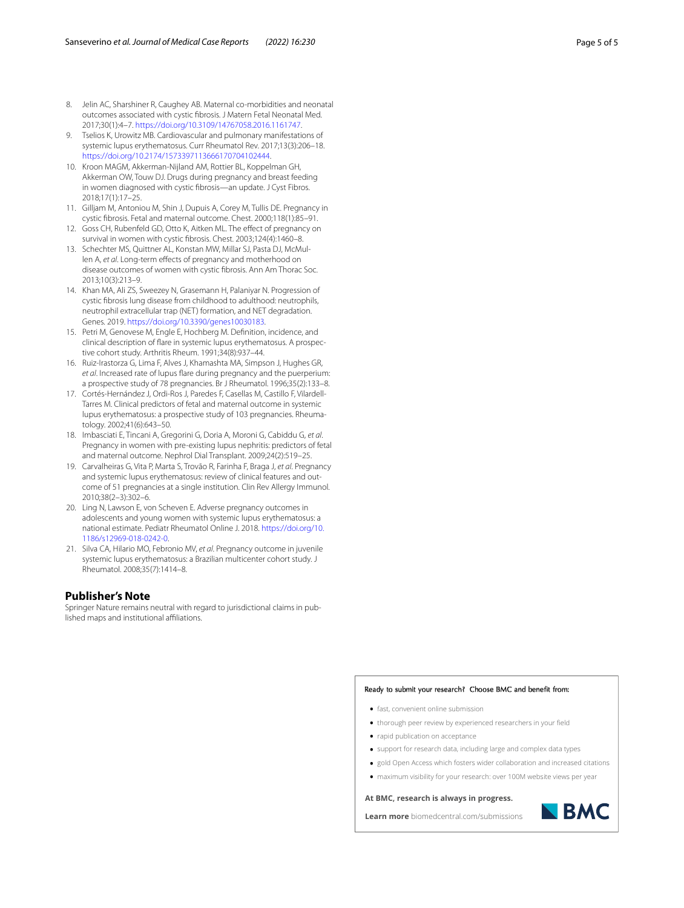8. Jelin AC, Sharshiner R, Caughey AB. Maternal co-morbidities and neonatal outcomes associated with cystic fibrosis. J Matern Fetal Neonatal Med. 2017;30(1):4–7. https://doi.org/10.3109/14767058.2016.1161747.
9. Tselios K, Urowitz MB. Cardiovascular and pulmonary manifestations of systemic lupus erythematosus. Curr Rheumatol Rev. 2017;13(3):206–18. https://doi.org/10.2174/1573397113666170704102444.
10. Kroon MAGM, Akkerman-Nijland AM, Rottier BL, Koppelman GH, Akkerman OW, Touw DJ. Drugs during pregnancy and breast feeding in women diagnosed with cystic fibrosis—an update. J Cyst Fibros. 2018;17(1):17–25.
11. Gilljam M, Antoniou M, Shin J, Dupuis A, Corey M, Tullis DE. Pregnancy in cystic fibrosis. Fetal and maternal outcome. Chest. 2000;118(1):85–91.
12. Goss CH, Rubenfeld GD, Otto K, Aitken ML. The effect of pregnancy on survival in women with cystic fibrosis. Chest. 2003;124(4):1460–8.
13. Schechter MS, Quittner AL, Konstan MW, Millar SJ, Pasta DJ, McMullen A, *et al*. Long-term effects of pregnancy and motherhood on disease outcomes of women with cystic fibrosis. Ann Am Thorac Soc. 2013;10(3):213–9.
14. Khan MA, Ali ZS, Sweezey N, Grasemann H, Palaniyar N. Progression of cystic fibrosis lung disease from childhood to adulthood: neutrophils, neutrophil extracellular trap (NET) formation, and NET degradation. Genes. 2019. https://doi.org/10.3390/genes10030183.
15. Petri M, Genovese M, Engle E, Hochberg M. Definition, incidence, and clinical description of flare in systemic lupus erythematosus. A prospective cohort study. Arthritis Rheum. 1991;34(8):937–44.
16. Ruiz-Irastorza G, Lima F, Alves J, Khamashta MA, Simpson J, Hughes GR, *et al*. Increased rate of lupus flare during pregnancy and the puerperium: a prospective study of 78 pregnancies. Br J Rheumatol. 1996;35(2):133–8.
17. Cortés-Hernández J, Ordi-Ros J, Paredes F, Casellas M, Castillo F, Vilardell-Tarres M. Clinical predictors of fetal and maternal outcome in systemic lupus erythematosus: a prospective study of 103 pregnancies. Rheumatology. 2002;41(6):643–50.
18. Imbasciati E, Tincani A, Gregorini G, Doria A, Moroni G, Cabiddu G, *et al*. Pregnancy in women with pre-existing lupus nephritis: predictors of fetal and maternal outcome. Nephrol Dial Transplant. 2009;24(2):519–25.
19. Carvalheiras G, Vita P, Marta S, Trovão R, Farinha F, Braga J, *et al*. Pregnancy and systemic lupus erythematosus: review of clinical features and outcome of 51 pregnancies at a single institution. Clin Rev Allergy Immunol. 2010;38(2–3):302–6.
20. Ling N, Lawson E, von Scheven E. Adverse pregnancy outcomes in adolescents and young women with systemic lupus erythematosus: a national estimate. Pediatr Rheumatol Online J. 2018. https://doi.org/10.1186/s12969-018-0242-0.
21. Silva CA, Hilario MO, Febronio MV, *et al*. Pregnancy outcome in juvenile systemic lupus erythematosus: a Brazilian multicenter cohort study. J Rheumatol. 2008;35(7):1414–8.

## Publisher's Note

Springer Nature remains neutral with regard to jurisdictional claims in published maps and institutional affiliations.

Ready to submit your research? Choose BMC and benefit from:

- fast, convenient online submission
- thorough peer review by experienced researchers in your field
- rapid publication on acceptance
- support for research data, including large and complex data types
- gold Open Access which fosters wider collaboration and increased citations
- maximum visibility for your research: over 100M website views per year

**At BMC, research is always in progress.**

**Learn more** biomedcentral.com/submissions

BMC